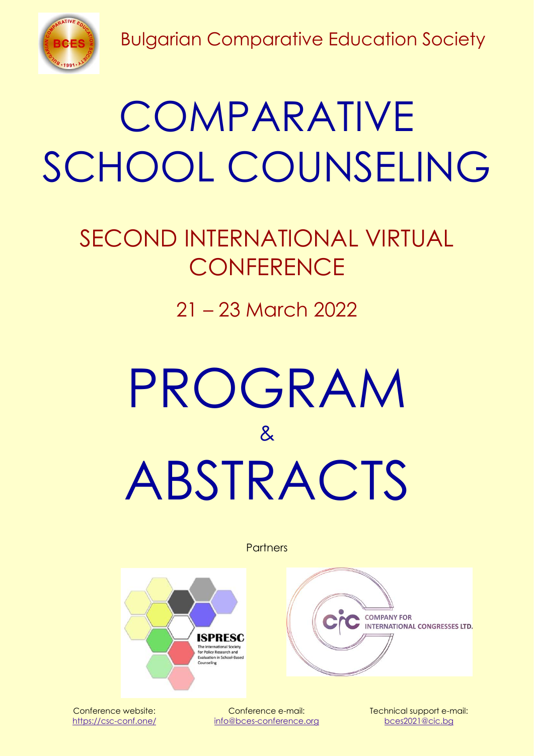Bulgarian Comparative Education Society

# COMPARATIVE SCHOOL COUNSELING

## SECOND INTERNATIONAL VIRTUAL CONFERENCE

21 – 23 March 2022

# PROGRAM & ABSTRACTS

Partners

Conference website: https://csc-conf.one/

Conference e-mail: info@bces-conference.org

Technical support e-mail: bces2021@cic.bg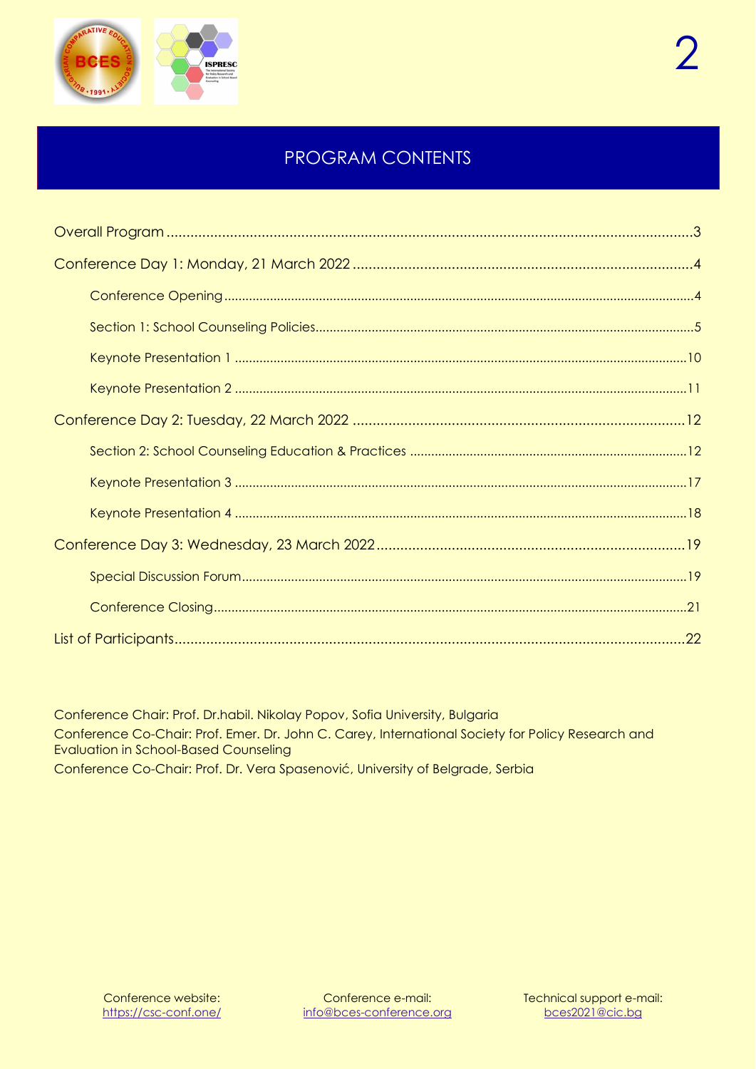# PROGRAM CONTENTS

Overall Program ....................................................................................................................................3

Conference Day 1: Monday, 21 March 2022 .....................................................................................4

- Conference Opening ..........................................................................................................................4
- Section 1: School Counseling Policies.................................................................................................5
- Keynote Presentation 1 ......................................................................................................................10
- Keynote Presentation 2 ......................................................................................................................11

Conference Day 2: Tuesday, 22 March 2022 .....................................................................................12

- Section 2: School Counseling Education & Practices ......................................................................12
- Keynote Presentation 3 ......................................................................................................................17
- Keynote Presentation 4 ......................................................................................................................18

Conference Day 3: Wednesday, 23 March 2022 ..............................................................................19

- Special Discussion Forum...................................................................................................................19
- Conference Closing ...........................................................................................................................21

List of Participants..................................................................................................................................22

Conference Chair: Prof. Dr.habil. Nikolay Popov, Sofia University, Bulgaria

Conference Co-Chair: Prof. Emer. Dr. John C. Carey, International Society for Policy Research and Evaluation in School-Based Counseling

Conference Co-Chair: Prof. Dr. Vera Spasenović, University of Belgrade, Serbia

Conference website: https://csc-conf.one/

Conference e-mail: info@bces-conference.org

Technical support e-mail: bces2021@cic.bg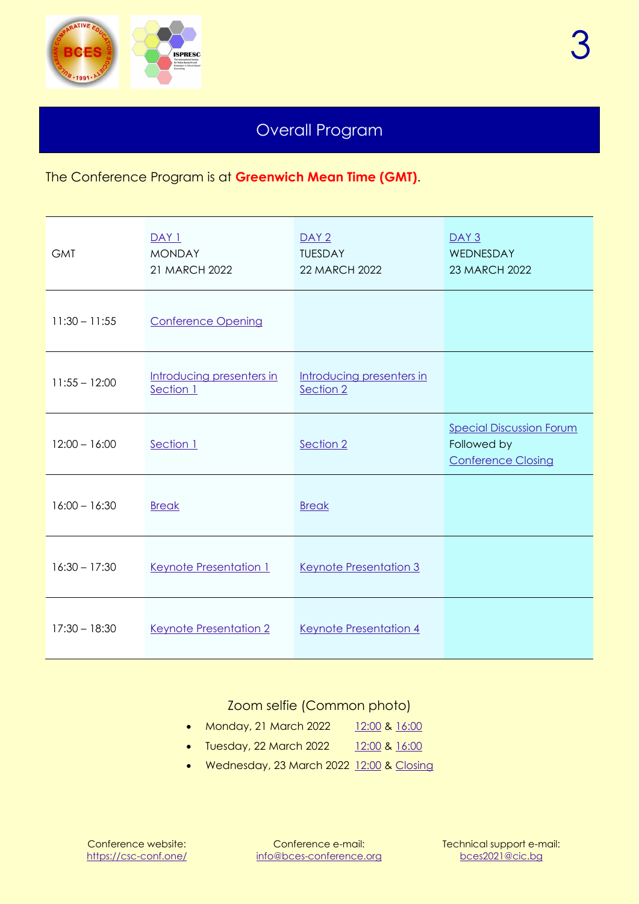# Overall Program

The Conference Program is at **Greenwich Mean Time (GMT)**.

| GMT | DAY 1 MONDAY 21 MARCH 2022 | DAY 2 TUESDAY 22 MARCH 2022 | DAY 3 WEDNESDAY 23 MARCH 2022 |
|---|---|---|---|
| 11:30 – 11:55 | Conference Opening | | |
| 11:55 – 12:00 | Introducing presenters in Section 1 | Introducing presenters in Section 2 | |
| 12:00 – 16:00 | Section 1 | Section 2 | Special Discussion Forum Followed by Conference Closing |
| 16:00 – 16:30 | Break | Break | |
| 16:30 – 17:30 | Keynote Presentation 1 | Keynote Presentation 3 | |
| 17:30 – 18:30 | Keynote Presentation 2 | Keynote Presentation 4 | |

## Zoom selfie (Common photo)

- Monday, 21 March 2022 12:00 & 16:00
- Tuesday, 22 March 2022 12:00 & 16:00
- Wednesday, 23 March 2022 12:00 & Closing

Conference website: https://csc-conf.one/

Conference e-mail: info@bces-conference.org

Technical support e-mail: bces2021@cic.bg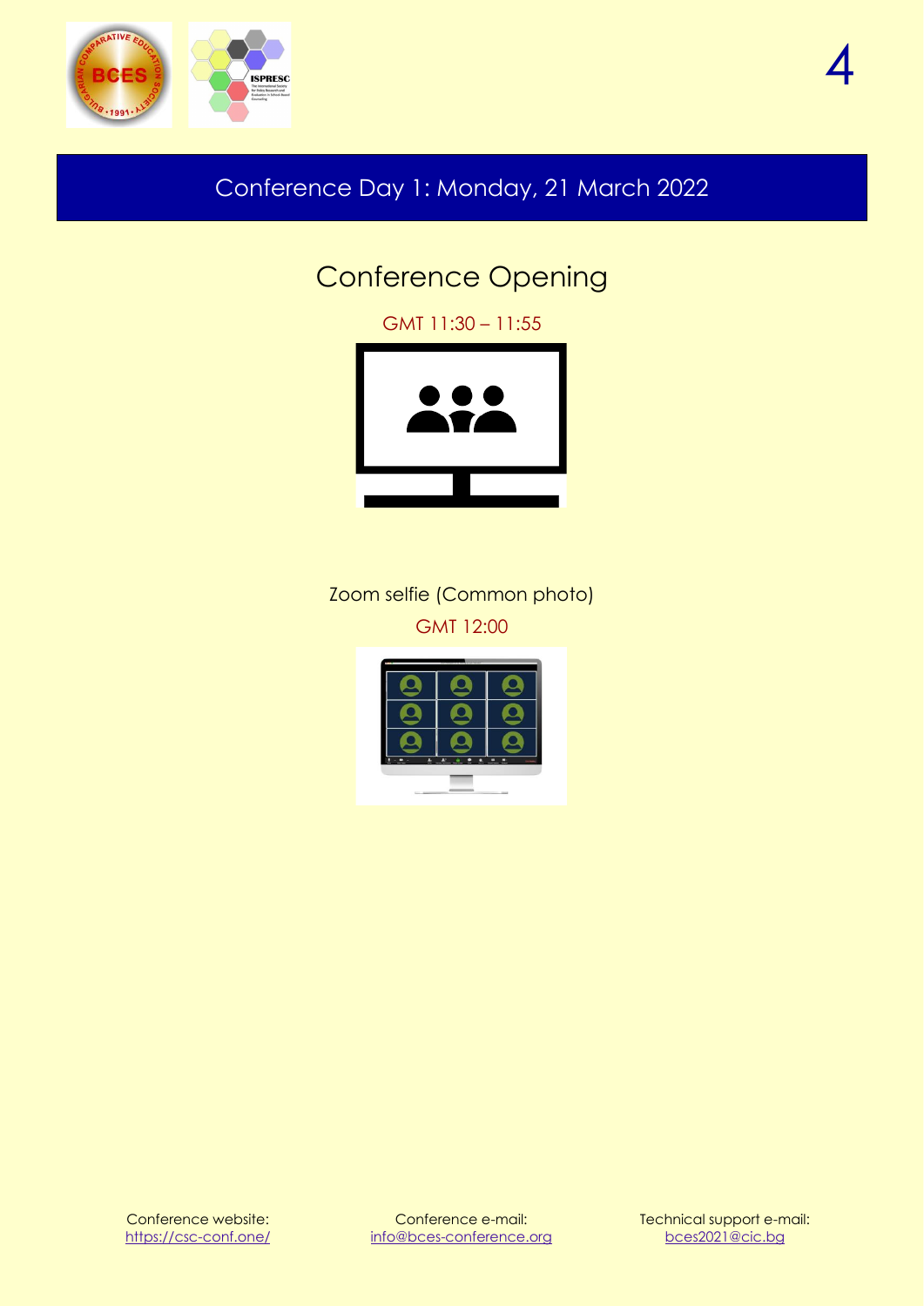## Conference Day 1: Monday, 21 March 2022

# Conference Opening

GMT 11:30 – 11:55

Zoom selfie (Common photo)

GMT 12:00

Conference website: https://csc-conf.one/

Conference e-mail: info@bces-conference.org

Technical support e-mail: bces2021@cic.bg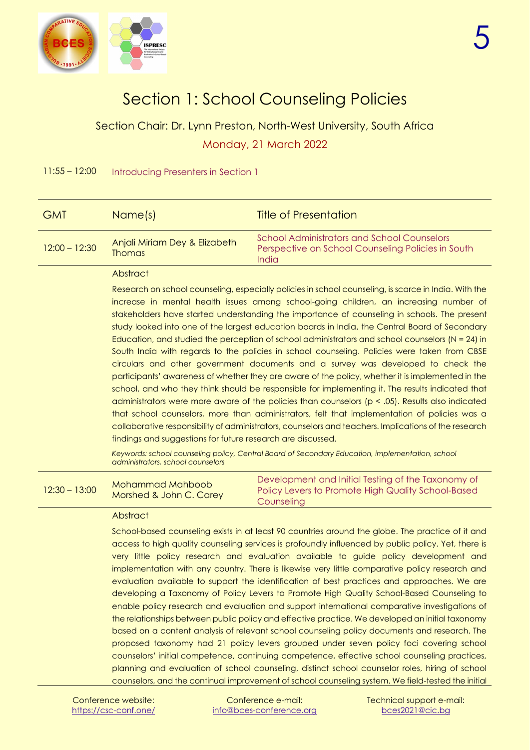# Section 1: School Counseling Policies

Section Chair: Dr. Lynn Preston, North-West University, South Africa

Monday, 21 March 2022

11:55 – 12:00 Introducing Presenters in Section 1

| GMT | Name(s) | Title of Presentation |
|---|---|---|
| 12:00 – 12:30 | Anjali Miriam Dey & Elizabeth Thomas | School Administrators and School Counselors Perspective on School Counseling Policies in South India |

**Abstract**

Research on school counseling, especially policies in school counseling, is scarce in India. With the increase in mental health issues among school-going children, an increasing number of stakeholders have started understanding the importance of counseling in schools. The present study looked into one of the largest education boards in India, the Central Board of Secondary Education, and studied the perception of school administrators and school counselors (N = 24) in South India with regards to the policies in school counseling. Policies were taken from CBSE circulars and other government documents and a survey was developed to check the participants' awareness of whether they are aware of the policy, whether it is implemented in the school, and who they think should be responsible for implementing it. The results indicated that administrators were more aware of the policies than counselors ($p < .05$). Results also indicated that school counselors, more than administrators, felt that implementation of policies was a collaborative responsibility of administrators, counselors and teachers. Implications of the research findings and suggestions for future research are discussed.

*Keywords: school counseling policy, Central Board of Secondary Education, implementation, school administrators, school counselors*

| GMT | Name(s) | Title of Presentation |
|---|---|---|
| 12:30 – 13:00 | Mohammad Mahboob Morshed & John C. Carey | Development and Initial Testing of the Taxonomy of Policy Levers to Promote High Quality School-Based Counseling |

**Abstract**

School-based counseling exists in at least 90 countries around the globe. The practice of it and access to high quality counseling services is profoundly influenced by public policy. Yet, there is very little policy research and evaluation available to guide policy development and implementation with any country. There is likewise very little comparative policy research and evaluation available to support the identification of best practices and approaches. We are developing a Taxonomy of Policy Levers to Promote High Quality School-Based Counseling to enable policy research and evaluation and support international comparative investigations of the relationships between public policy and effective practice. We developed an initial taxonomy based on a content analysis of relevant school counseling policy documents and research. The proposed taxonomy had 21 policy levers grouped under seven policy foci covering school counselors' initial competence, continuing competence, effective school counseling practices, planning and evaluation of school counseling, distinct school counselor roles, hiring of school counselors, and the continual improvement of school counseling system. We field-tested the initial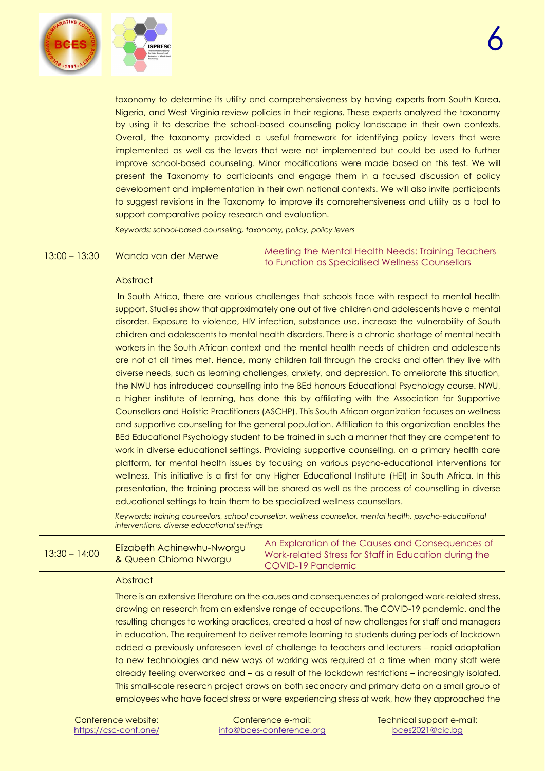taxonomy to determine its utility and comprehensiveness by having experts from South Korea, Nigeria, and West Virginia review policies in their regions. These experts analyzed the taxonomy by using it to describe the school-based counseling policy landscape in their own contexts. Overall, the taxonomy provided a useful framework for identifying policy levers that were implemented as well as the levers that were not implemented but could be used to further improve school-based counseling. Minor modifications were made based on this test. We will present the Taxonomy to participants and engage them in a focused discussion of policy development and implementation in their own national contexts. We will also invite participants to suggest revisions in the Taxonomy to improve its comprehensiveness and utility as a tool to support comparative policy research and evaluation.

*Keywords: school-based counseling, taxonomy, policy, policy levers*

| 13:00 – 13:30 | Wanda van der Merwe | Meeting the Mental Health Needs: Training Teachers to Function as Specialised Wellness Counsellors |
|---|---|---|

Abstract

In South Africa, there are various challenges that schools face with respect to mental health support. Studies show that approximately one out of five children and adolescents have a mental disorder. Exposure to violence, HIV infection, substance use, increase the vulnerability of South children and adolescents to mental health disorders. There is a chronic shortage of mental health workers in the South African context and the mental health needs of children and adolescents are not at all times met. Hence, many children fall through the cracks and often they live with diverse needs, such as learning challenges, anxiety, and depression. To ameliorate this situation, the NWU has introduced counselling into the BEd honours Educational Psychology course. NWU, a higher institute of learning, has done this by affiliating with the Association for Supportive Counsellors and Holistic Practitioners (ASCHP). This South African organization focuses on wellness and supportive counselling for the general population. Affiliation to this organization enables the BEd Educational Psychology student to be trained in such a manner that they are competent to work in diverse educational settings. Providing supportive counselling, on a primary health care platform, for mental health issues by focusing on various psycho-educational interventions for wellness. This initiative is a first for any Higher Educational Institute (HEI) in South Africa. In this presentation, the training process will be shared as well as the process of counselling in diverse educational settings to train them to be specialized wellness counsellors.

*Keywords: training counsellors, school counsellor, wellness counsellor, mental health, psycho-educational interventions, diverse educational settings*

| 13:30 – 14:00 | Elizabeth Achinewhu-Nworgu & Queen Chioma Nworgu | An Exploration of the Causes and Consequences of Work-related Stress for Staff in Education during the COVID-19 Pandemic |
|---|---|---|

Abstract

There is an extensive literature on the causes and consequences of prolonged work-related stress, drawing on research from an extensive range of occupations. The COVID-19 pandemic, and the resulting changes to working practices, created a host of new challenges for staff and managers in education. The requirement to deliver remote learning to students during periods of lockdown added a previously unforeseen level of challenge to teachers and lecturers – rapid adaptation to new technologies and new ways of working was required at a time when many staff were already feeling overworked and – as a result of the lockdown restrictions – increasingly isolated. This small-scale research project draws on both secondary and primary data on a small group of employees who have faced stress or were experiencing stress at work, how they approached the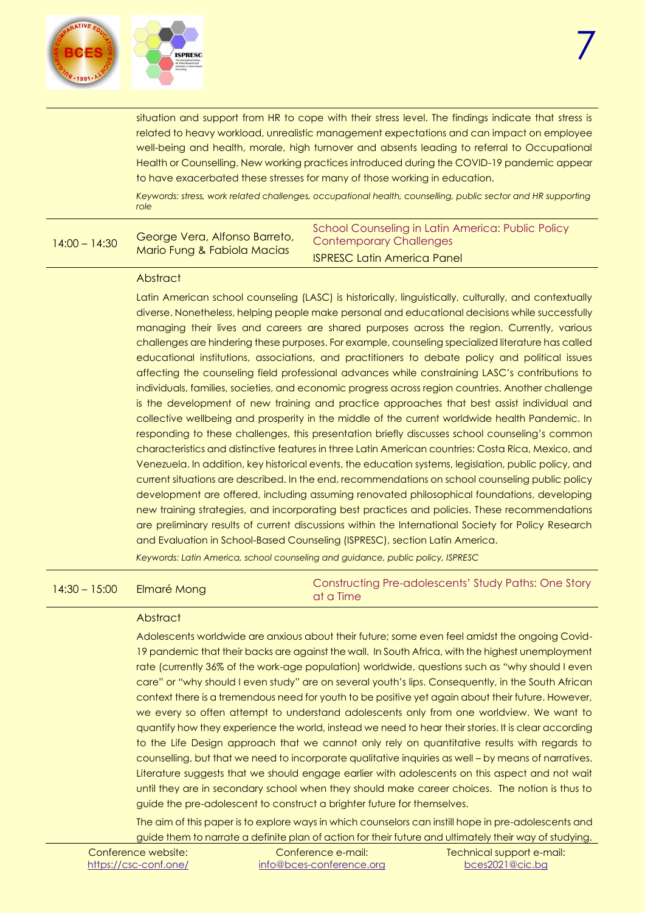situation and support from HR to cope with their stress level. The findings indicate that stress is related to heavy workload, unrealistic management expectations and can impact on employee well-being and health, morale, high turnover and absents leading to referral to Occupational Health or Counselling. New working practices introduced during the COVID-19 pandemic appear to have exacerbated these stresses for many of those working in education.

*Keywords: stress, work related challenges, occupational health, counselling, public sector and HR supporting role*

| 14:00 – 14:30 | George Vera, Alfonso Barreto, Mario Fung & Fabiola Macias | School Counseling in Latin America: Public Policy Contemporary Challenges<br>ISPRESC Latin America Panel |
|---|---|---|

Abstract

Latin American school counseling (LASC) is historically, linguistically, culturally, and contextually diverse. Nonetheless, helping people make personal and educational decisions while successfully managing their lives and careers are shared purposes across the region. Currently, various challenges are hindering these purposes. For example, counseling specialized literature has called educational institutions, associations, and practitioners to debate policy and political issues affecting the counseling field professional advances while constraining LASC's contributions to individuals, families, societies, and economic progress across region countries. Another challenge is the development of new training and practice approaches that best assist individual and collective wellbeing and prosperity in the middle of the current worldwide health Pandemic. In responding to these challenges, this presentation briefly discusses school counseling's common characteristics and distinctive features in three Latin American countries: Costa Rica, Mexico, and Venezuela. In addition, key historical events, the education systems, legislation, public policy, and current situations are described. In the end, recommendations on school counseling public policy development are offered, including assuming renovated philosophical foundations, developing new training strategies, and incorporating best practices and policies. These recommendations are preliminary results of current discussions within the International Society for Policy Research and Evaluation in School-Based Counseling (ISPRESC), section Latin America.

*Keywords: Latin America, school counseling and guidance, public policy, ISPRESC*

| 14:30 – 15:00 | Elmaré Mong | Constructing Pre-adolescents' Study Paths: One Story at a Time |
|---|---|---|

Abstract

Adolescents worldwide are anxious about their future; some even feel amidst the ongoing Covid-19 pandemic that their backs are against the wall. In South Africa, with the highest unemployment rate (currently 36% of the work-age population) worldwide, questions such as "why should I even care" or "why should I even study" are on several youth's lips. Consequently, in the South African context there is a tremendous need for youth to be positive yet again about their future. However, we every so often attempt to understand adolescents only from one worldview. We want to quantify how they experience the world, instead we need to hear their stories. It is clear according to the Life Design approach that we cannot only rely on quantitative results with regards to counselling, but that we need to incorporate qualitative inquiries as well – by means of narratives. Literature suggests that we should engage earlier with adolescents on this aspect and not wait until they are in secondary school when they should make career choices. The notion is thus to guide the pre-adolescent to construct a brighter future for themselves.

The aim of this paper is to explore ways in which counselors can instill hope in pre-adolescents and guide them to narrate a definite plan of action for their future and ultimately their way of studying.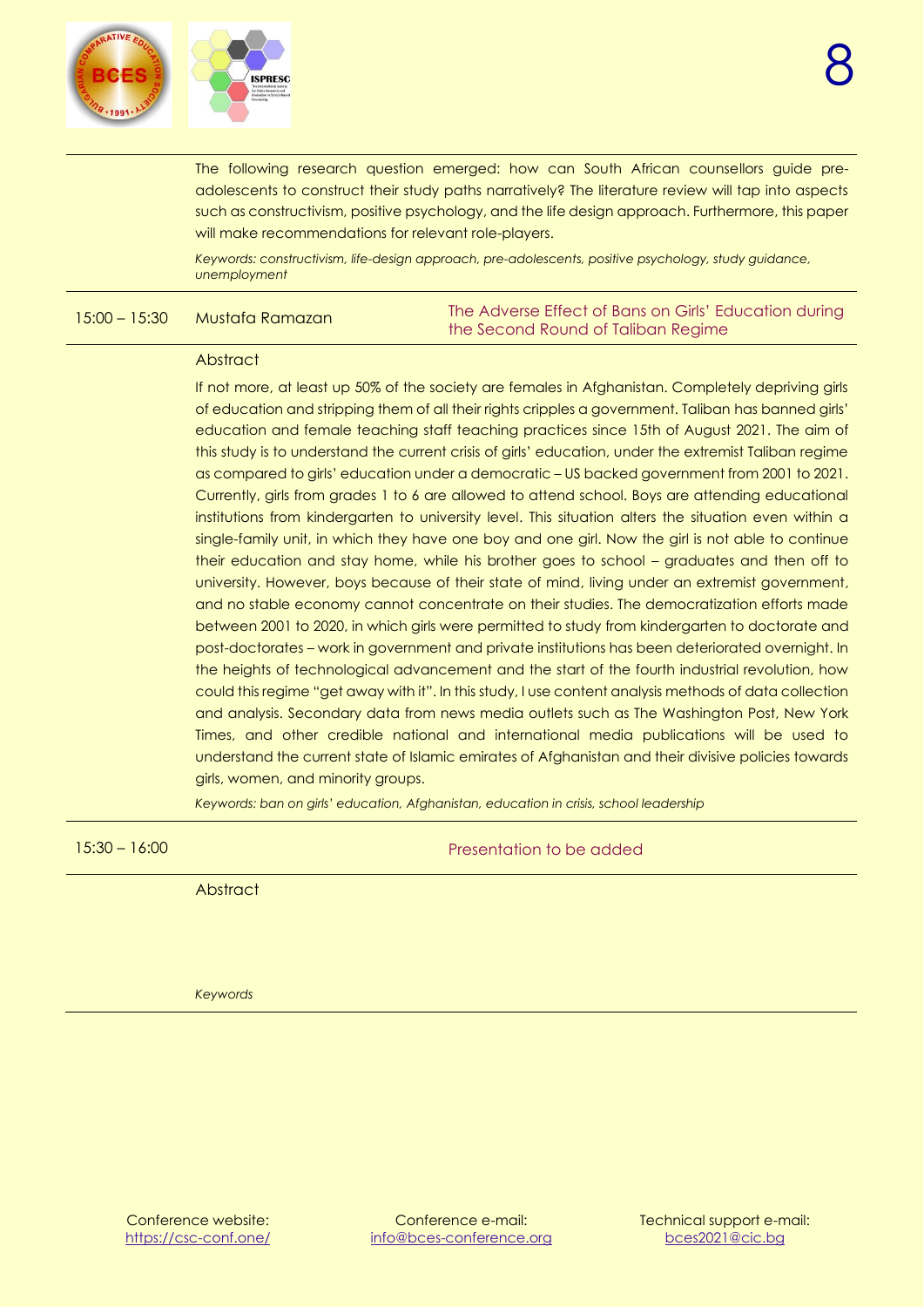The following research question emerged: how can South African counsellors guide pre-adolescents to construct their study paths narratively? The literature review will tap into aspects such as constructivism, positive psychology, and the life design approach. Furthermore, this paper will make recommendations for relevant role-players.

*Keywords: constructivism, life-design approach, pre-adolescents, positive psychology, study guidance, unemployment*

---

| | | |
|---|---|---|
| 15:00 – 15:30 | Mustafa Ramazan | The Adverse Effect of Bans on Girls' Education during the Second Round of Taliban Regime |

Abstract

If not more, at least up 50% of the society are females in Afghanistan. Completely depriving girls of education and stripping them of all their rights cripples a government. Taliban has banned girls' education and female teaching staff teaching practices since 15th of August 2021. The aim of this study is to understand the current crisis of girls' education, under the extremist Taliban regime as compared to girls' education under a democratic – US backed government from 2001 to 2021. Currently, girls from grades 1 to 6 are allowed to attend school. Boys are attending educational institutions from kindergarten to university level. This situation alters the situation even within a single-family unit, in which they have one boy and one girl. Now the girl is not able to continue their education and stay home, while his brother goes to school – graduates and then off to university. However, boys because of their state of mind, living under an extremist government, and no stable economy cannot concentrate on their studies. The democratization efforts made between 2001 to 2020, in which girls were permitted to study from kindergarten to doctorate and post-doctorates – work in government and private institutions has been deteriorated overnight. In the heights of technological advancement and the start of the fourth industrial revolution, how could this regime "get away with it". In this study, I use content analysis methods of data collection and analysis. Secondary data from news media outlets such as The Washington Post, New York Times, and other credible national and international media publications will be used to understand the current state of Islamic emirates of Afghanistan and their divisive policies towards girls, women, and minority groups.

*Keywords: ban on girls' education, Afghanistan, education in crisis, school leadership*

---

| | | |
|---|---|---|
| 15:30 – 16:00 | | Presentation to be added |

Abstract

*Keywords*

---

Conference website: https://csc-conf.one/ Conference e-mail: info@bces-conference.org Technical support e-mail: bces2021@cic.bg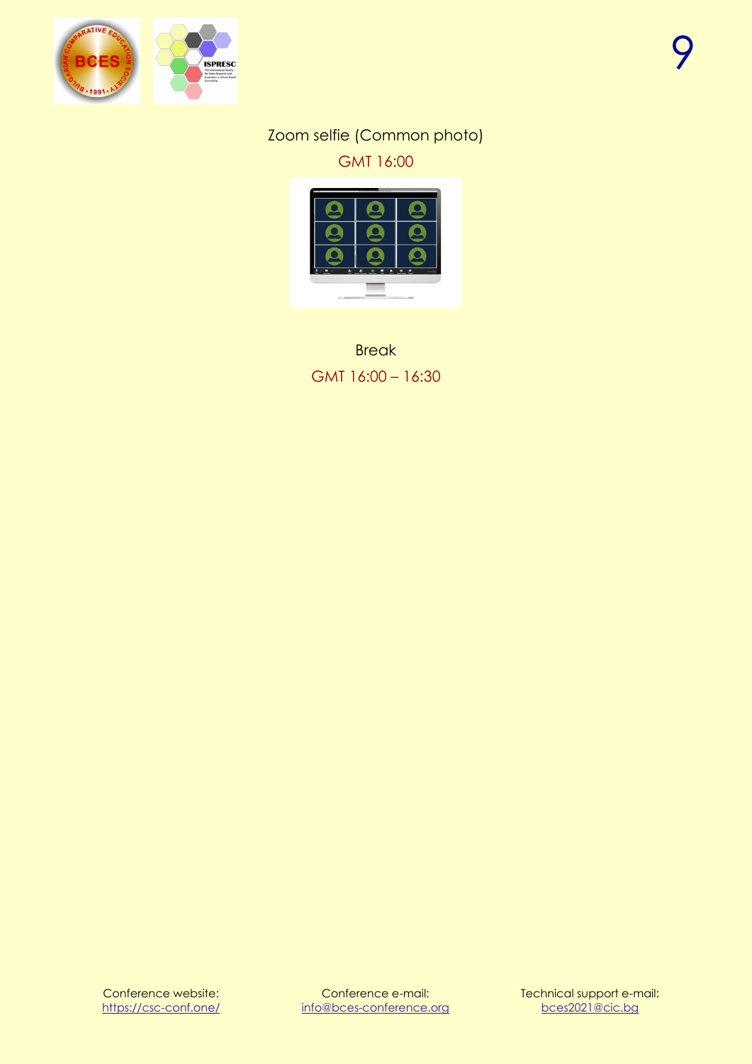Zoom selfie (Common photo)

GMT 16:00

Break

GMT 16:00 – 16:30

Conference website: https://csc-conf.one/

Conference e-mail: info@bces-conference.org

Technical support e-mail: bces2021@cic.bg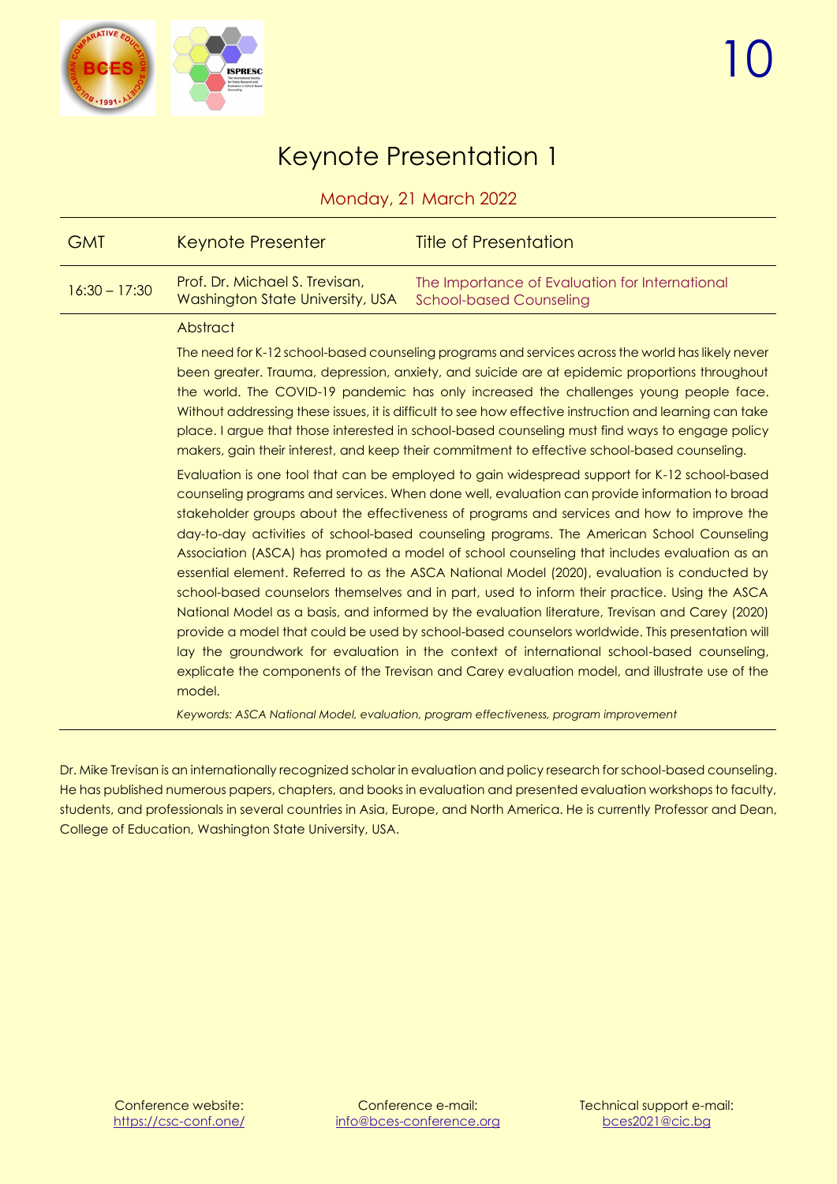# Keynote Presentation 1

Monday, 21 March 2022

| GMT | Keynote Presenter | Title of Presentation |
|---|---|---|
| 16:30 – 17:30 | Prof. Dr. Michael S. Trevisan, Washington State University, USA | The Importance of Evaluation for International School-based Counseling |

### Abstract

The need for K-12 school-based counseling programs and services across the world has likely never been greater. Trauma, depression, anxiety, and suicide are at epidemic proportions throughout the world. The COVID-19 pandemic has only increased the challenges young people face. Without addressing these issues, it is difficult to see how effective instruction and learning can take place. I argue that those interested in school-based counseling must find ways to engage policy makers, gain their interest, and keep their commitment to effective school-based counseling.

Evaluation is one tool that can be employed to gain widespread support for K-12 school-based counseling programs and services. When done well, evaluation can provide information to broad stakeholder groups about the effectiveness of programs and services and how to improve the day-to-day activities of school-based counseling programs. The American School Counseling Association (ASCA) has promoted a model of school counseling that includes evaluation as an essential element. Referred to as the ASCA National Model (2020), evaluation is conducted by school-based counselors themselves and in part, used to inform their practice. Using the ASCA National Model as a basis, and informed by the evaluation literature, Trevisan and Carey (2020) provide a model that could be used by school-based counselors worldwide. This presentation will lay the groundwork for evaluation in the context of international school-based counseling, explicate the components of the Trevisan and Carey evaluation model, and illustrate use of the model.

*Keywords: ASCA National Model, evaluation, program effectiveness, program improvement*

Dr. Mike Trevisan is an internationally recognized scholar in evaluation and policy research for school-based counseling. He has published numerous papers, chapters, and books in evaluation and presented evaluation workshops to faculty, students, and professionals in several countries in Asia, Europe, and North America. He is currently Professor and Dean, College of Education, Washington State University, USA.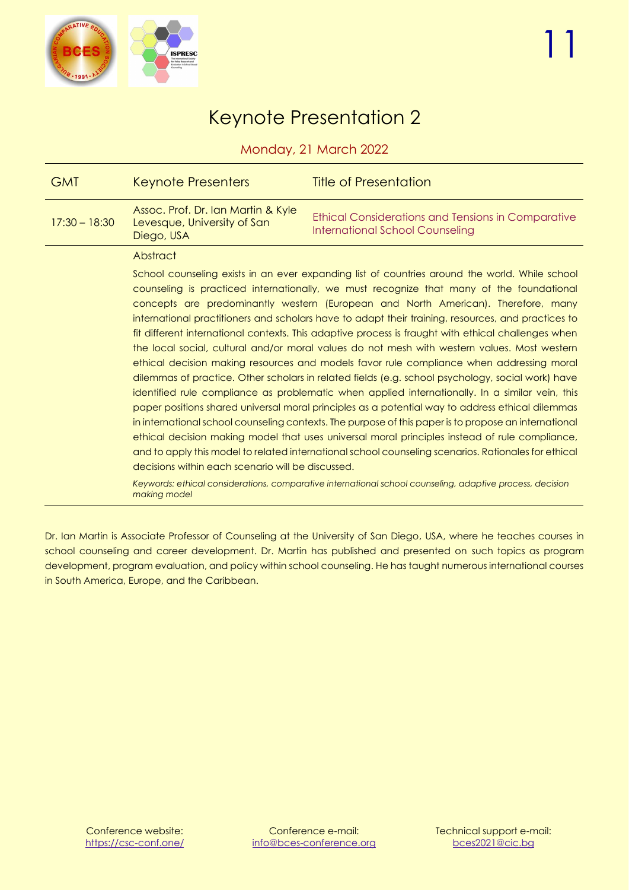# Keynote Presentation 2

Monday, 21 March 2022

| GMT | Keynote Presenters | Title of Presentation |
|---|---|---|
| 17:30 – 18:30 | Assoc. Prof. Dr. Ian Martin & Kyle Levesque, University of San Diego, USA | Ethical Considerations and Tensions in Comparative International School Counseling |

**Abstract**

School counseling exists in an ever expanding list of countries around the world. While school counseling is practiced internationally, we must recognize that many of the foundational concepts are predominantly western (European and North American). Therefore, many international practitioners and scholars have to adapt their training, resources, and practices to fit different international contexts. This adaptive process is fraught with ethical challenges when the local social, cultural and/or moral values do not mesh with western values. Most western ethical decision making resources and models favor rule compliance when addressing moral dilemmas of practice. Other scholars in related fields (e.g. school psychology, social work) have identified rule compliance as problematic when applied internationally. In a similar vein, this paper positions shared universal moral principles as a potential way to address ethical dilemmas in international school counseling contexts. The purpose of this paper is to propose an international ethical decision making model that uses universal moral principles instead of rule compliance, and to apply this model to related international school counseling scenarios. Rationales for ethical decisions within each scenario will be discussed.

*Keywords: ethical considerations, comparative international school counseling, adaptive process, decision making model*

Dr. Ian Martin is Associate Professor of Counseling at the University of San Diego, USA, where he teaches courses in school counseling and career development. Dr. Martin has published and presented on such topics as program development, program evaluation, and policy within school counseling. He has taught numerous international courses in South America, Europe, and the Caribbean.

Conference website: https://csc-conf.one/ | Conference e-mail: info@bces-conference.org | Technical support e-mail: bces2021@cic.bg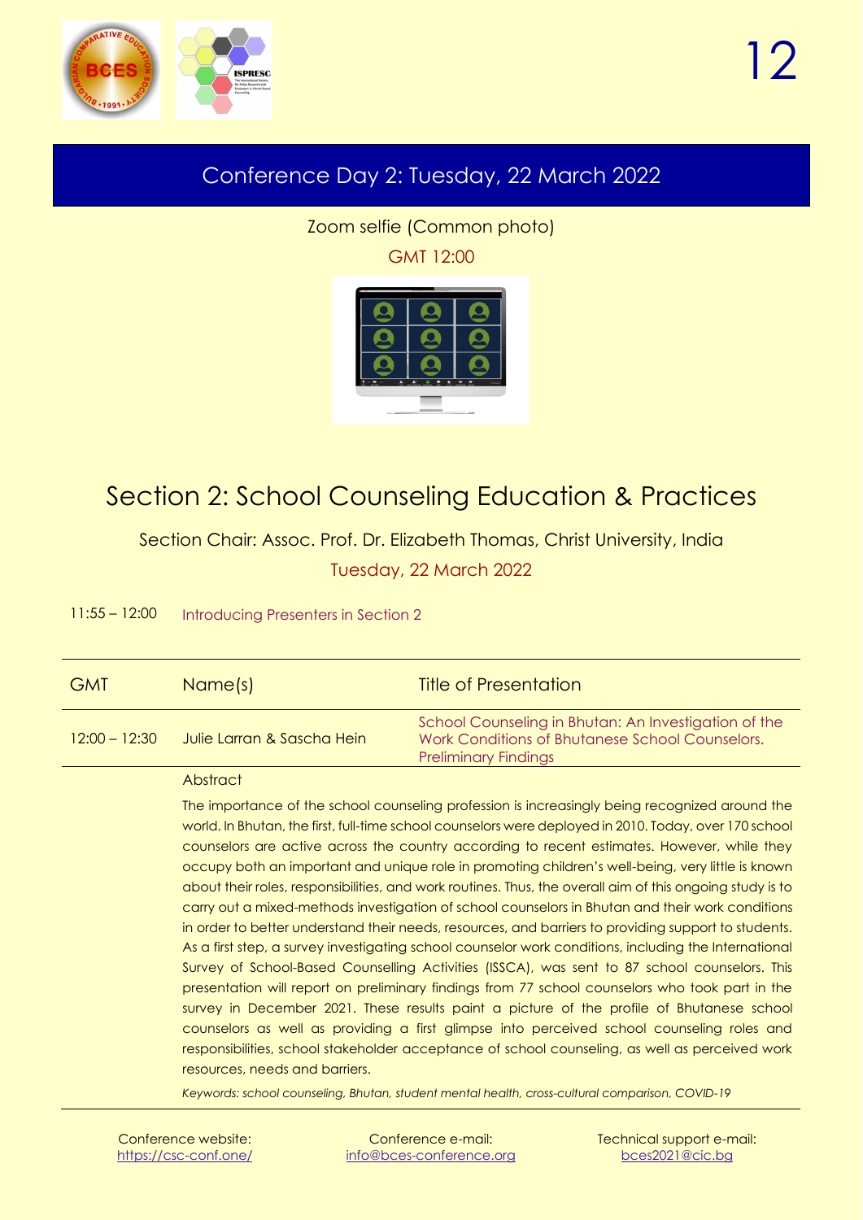## Conference Day 2: Tuesday, 22 March 2022

Zoom selfie (Common photo)

GMT 12:00

# Section 2: School Counseling Education & Practices

Section Chair: Assoc. Prof. Dr. Elizabeth Thomas, Christ University, India

Tuesday, 22 March 2022

11:55 – 12:00 Introducing Presenters in Section 2

| GMT | Name(s) | Title of Presentation |
|---|---|---|
| 12:00 – 12:30 | Julie Larran & Sascha Hein | School Counseling in Bhutan: An Investigation of the Work Conditions of Bhutanese School Counselors. Preliminary Findings |

Abstract

The importance of the school counseling profession is increasingly being recognized around the world. In Bhutan, the first, full-time school counselors were deployed in 2010. Today, over 170 school counselors are active across the country according to recent estimates. However, while they occupy both an important and unique role in promoting children's well-being, very little is known about their roles, responsibilities, and work routines. Thus, the overall aim of this ongoing study is to carry out a mixed-methods investigation of school counselors in Bhutan and their work conditions in order to better understand their needs, resources, and barriers to providing support to students. As a first step, a survey investigating school counselor work conditions, including the International Survey of School-Based Counselling Activities (ISSCA), was sent to 87 school counselors. This presentation will report on preliminary findings from 77 school counselors who took part in the survey in December 2021. These results paint a picture of the profile of Bhutanese school counselors as well as providing a first glimpse into perceived school counseling roles and responsibilities, school stakeholder acceptance of school counseling, as well as perceived work resources, needs and barriers.

*Keywords: school counseling, Bhutan, student mental health, cross-cultural comparison, COVID-19*

Conference website: https://csc-conf.one/ | Conference e-mail: info@bces-conference.org | Technical support e-mail: bces2021@cic.bg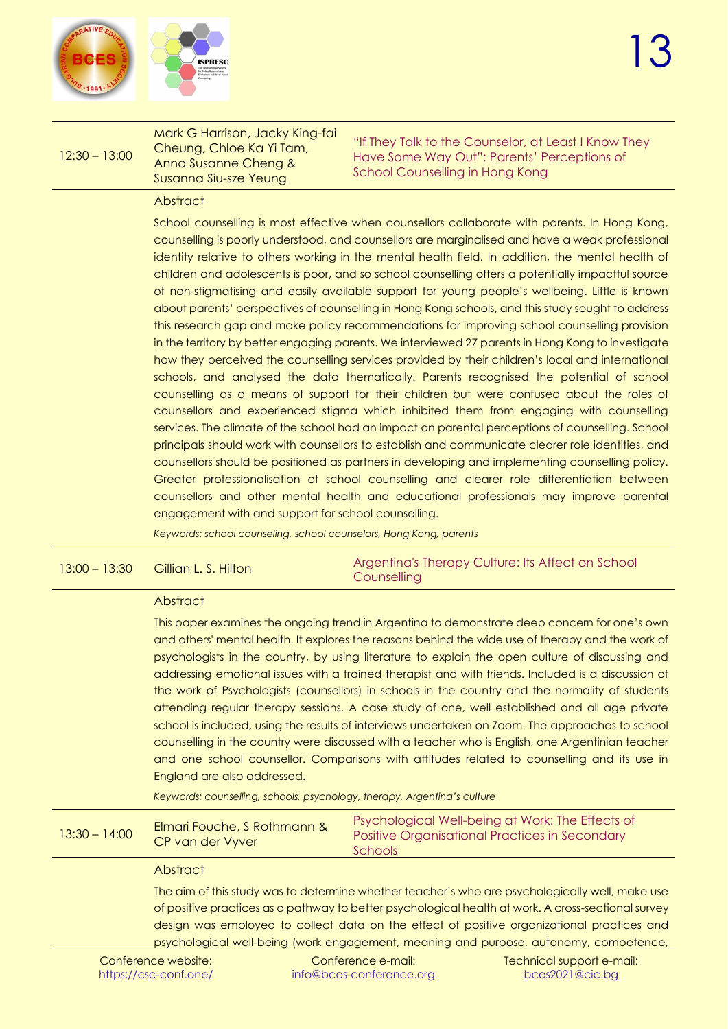| | | |
|---|---|---|
| 12:30 – 13:00 | Mark G Harrison, Jacky King-fai Cheung, Chloe Ka Yi Tam, Anna Susanne Cheng & Susanna Siu-sze Yeung | "If They Talk to the Counselor, at Least I Know They Have Some Way Out": Parents' Perceptions of School Counselling in Hong Kong |

**Abstract**

School counselling is most effective when counsellors collaborate with parents. In Hong Kong, counselling is poorly understood, and counsellors are marginalised and have a weak professional identity relative to others working in the mental health field. In addition, the mental health of children and adolescents is poor, and so school counselling offers a potentially impactful source of non-stigmatising and easily available support for young people's wellbeing. Little is known about parents' perspectives of counselling in Hong Kong schools, and this study sought to address this research gap and make policy recommendations for improving school counselling provision in the territory by better engaging parents. We interviewed 27 parents in Hong Kong to investigate how they perceived the counselling services provided by their children's local and international schools, and analysed the data thematically. Parents recognised the potential of school counselling as a means of support for their children but were confused about the roles of counsellors and experienced stigma which inhibited them from engaging with counselling services. The climate of the school had an impact on parental perceptions of counselling. School principals should work with counsellors to establish and communicate clearer role identities, and counsellors should be positioned as partners in developing and implementing counselling policy. Greater professionalisation of school counselling and clearer role differentiation between counsellors and other mental health and educational professionals may improve parental engagement with and support for school counselling.

*Keywords: school counseling, school counselors, Hong Kong, parents*

| | | |
|---|---|---|
| 13:00 – 13:30 | Gillian L. S. Hilton | Argentina's Therapy Culture: Its Affect on School Counselling |

**Abstract**

This paper examines the ongoing trend in Argentina to demonstrate deep concern for one's own and others' mental health. It explores the reasons behind the wide use of therapy and the work of psychologists in the country, by using literature to explain the open culture of discussing and addressing emotional issues with a trained therapist and with friends. Included is a discussion of the work of Psychologists (counsellors) in schools in the country and the normality of students attending regular therapy sessions. A case study of one, well established and all age private school is included, using the results of interviews undertaken on Zoom. The approaches to school counselling in the country were discussed with a teacher who is English, one Argentinian teacher and one school counsellor. Comparisons with attitudes related to counselling and its use in England are also addressed.

*Keywords: counselling, schools, psychology, therapy, Argentina's culture*

| | | |
|---|---|---|
| 13:30 – 14:00 | Elmari Fouche, S Rothmann & CP van der Vyver | Psychological Well-being at Work: The Effects of Positive Organisational Practices in Secondary Schools |

**Abstract**

The aim of this study was to determine whether teacher's who are psychologically well, make use of positive practices as a pathway to better psychological health at work. A cross-sectional survey design was employed to collect data on the effect of positive organizational practices and psychological well-being (work engagement, meaning and purpose, autonomy, competence,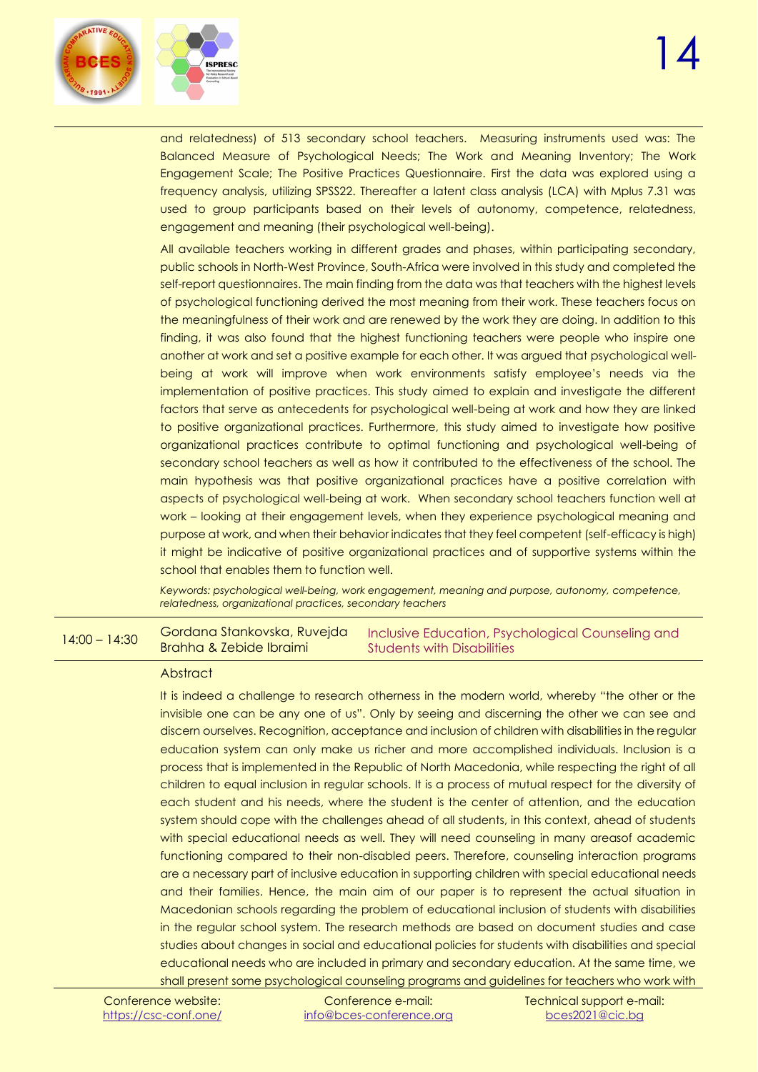and relatedness) of 513 secondary school teachers. Measuring instruments used was: The Balanced Measure of Psychological Needs; The Work and Meaning Inventory; The Work Engagement Scale; The Positive Practices Questionnaire. First the data was explored using a frequency analysis, utilizing SPSS22. Thereafter a latent class analysis (LCA) with Mplus 7.31 was used to group participants based on their levels of autonomy, competence, relatedness, engagement and meaning (their psychological well-being).

All available teachers working in different grades and phases, within participating secondary, public schools in North-West Province, South-Africa were involved in this study and completed the self-report questionnaires. The main finding from the data was that teachers with the highest levels of psychological functioning derived the most meaning from their work. These teachers focus on the meaningfulness of their work and are renewed by the work they are doing. In addition to this finding, it was also found that the highest functioning teachers were people who inspire one another at work and set a positive example for each other. It was argued that psychological well-being at work will improve when work environments satisfy employee's needs via the implementation of positive practices. This study aimed to explain and investigate the different factors that serve as antecedents for psychological well-being at work and how they are linked to positive organizational practices. Furthermore, this study aimed to investigate how positive organizational practices contribute to optimal functioning and psychological well-being of secondary school teachers as well as how it contributed to the effectiveness of the school. The main hypothesis was that positive organizational practices have a positive correlation with aspects of psychological well-being at work. When secondary school teachers function well at work – looking at their engagement levels, when they experience psychological meaning and purpose at work, and when their behavior indicates that they feel competent (self-efficacy is high) it might be indicative of positive organizational practices and of supportive systems within the school that enables them to function well.

*Keywords: psychological well-being, work engagement, meaning and purpose, autonomy, competence, relatedness, organizational practices, secondary teachers*

---

**14:00 – 14:30** | Gordana Stankovska, Ruvejda Brahha & Zebide Ibraimi | **Inclusive Education, Psychological Counseling and Students with Disabilities**

Abstract

It is indeed a challenge to research otherness in the modern world, whereby "the other or the invisible one can be any one of us". Only by seeing and discerning the other we can see and discern ourselves. Recognition, acceptance and inclusion of children with disabilities in the regular education system can only make us richer and more accomplished individuals. Inclusion is a process that is implemented in the Republic of North Macedonia, while respecting the right of all children to equal inclusion in regular schools. It is a process of mutual respect for the diversity of each student and his needs, where the student is the center of attention, and the education system should cope with the challenges ahead of all students, in this context, ahead of students with special educational needs as well. They will need counseling in many areasof academic functioning compared to their non-disabled peers. Therefore, counseling interaction programs are a necessary part of inclusive education in supporting children with special educational needs and their families. Hence, the main aim of our paper is to represent the actual situation in Macedonian schools regarding the problem of educational inclusion of students with disabilities in the regular school system. The research methods are based on document studies and case studies about changes in social and educational policies for students with disabilities and special educational needs who are included in primary and secondary education. At the same time, we shall present some psychological counseling programs and guidelines for teachers who work with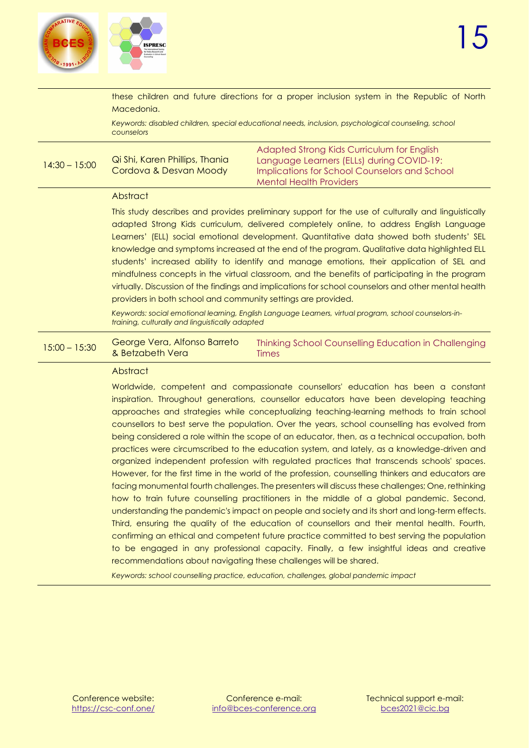these children and future directions for a proper inclusion system in the Republic of North Macedonia.

*Keywords: disabled children, special educational needs, inclusion, psychological counseling, school counselors*

| 14:30 – 15:00 | Qi Shi, Karen Phillips, Thania Cordova & Desvan Moody | Adapted Strong Kids Curriculum for English Language Learners (ELLs) during COVID-19: Implications for School Counselors and School Mental Health Providers |
|---|---|---|

Abstract

This study describes and provides preliminary support for the use of culturally and linguistically adapted Strong Kids curriculum, delivered completely online, to address English Language Learners' (ELL) social emotional development. Quantitative data showed both students' SEL knowledge and symptoms increased at the end of the program. Qualitative data highlighted ELL students' increased ability to identify and manage emotions, their application of SEL and mindfulness concepts in the virtual classroom, and the benefits of participating in the program virtually. Discussion of the findings and implications for school counselors and other mental health providers in both school and community settings are provided.

*Keywords: social emotional learning, English Language Learners, virtual program, school counselors-in-training, culturally and linguistically adapted*

| 15:00 – 15:30 | George Vera, Alfonso Barreto & Betzabeth Vera | Thinking School Counselling Education in Challenging Times |
|---|---|---|

Abstract

Worldwide, competent and compassionate counsellors' education has been a constant inspiration. Throughout generations, counsellor educators have been developing teaching approaches and strategies while conceptualizing teaching-learning methods to train school counsellors to best serve the population. Over the years, school counselling has evolved from being considered a role within the scope of an educator, then, as a technical occupation, both practices were circumscribed to the education system, and lately, as a knowledge-driven and organized independent profession with regulated practices that transcends schools' spaces. However, for the first time in the world of the profession, counselling thinkers and educators are facing monumental fourth challenges. The presenters will discuss these challenges; One, rethinking how to train future counselling practitioners in the middle of a global pandemic. Second, understanding the pandemic's impact on people and society and its short and long-term effects. Third, ensuring the quality of the education of counsellors and their mental health. Fourth, confirming an ethical and competent future practice committed to best serving the population to be engaged in any professional capacity. Finally, a few insightful ideas and creative recommendations about navigating these challenges will be shared.

*Keywords: school counselling practice, education, challenges, global pandemic impact*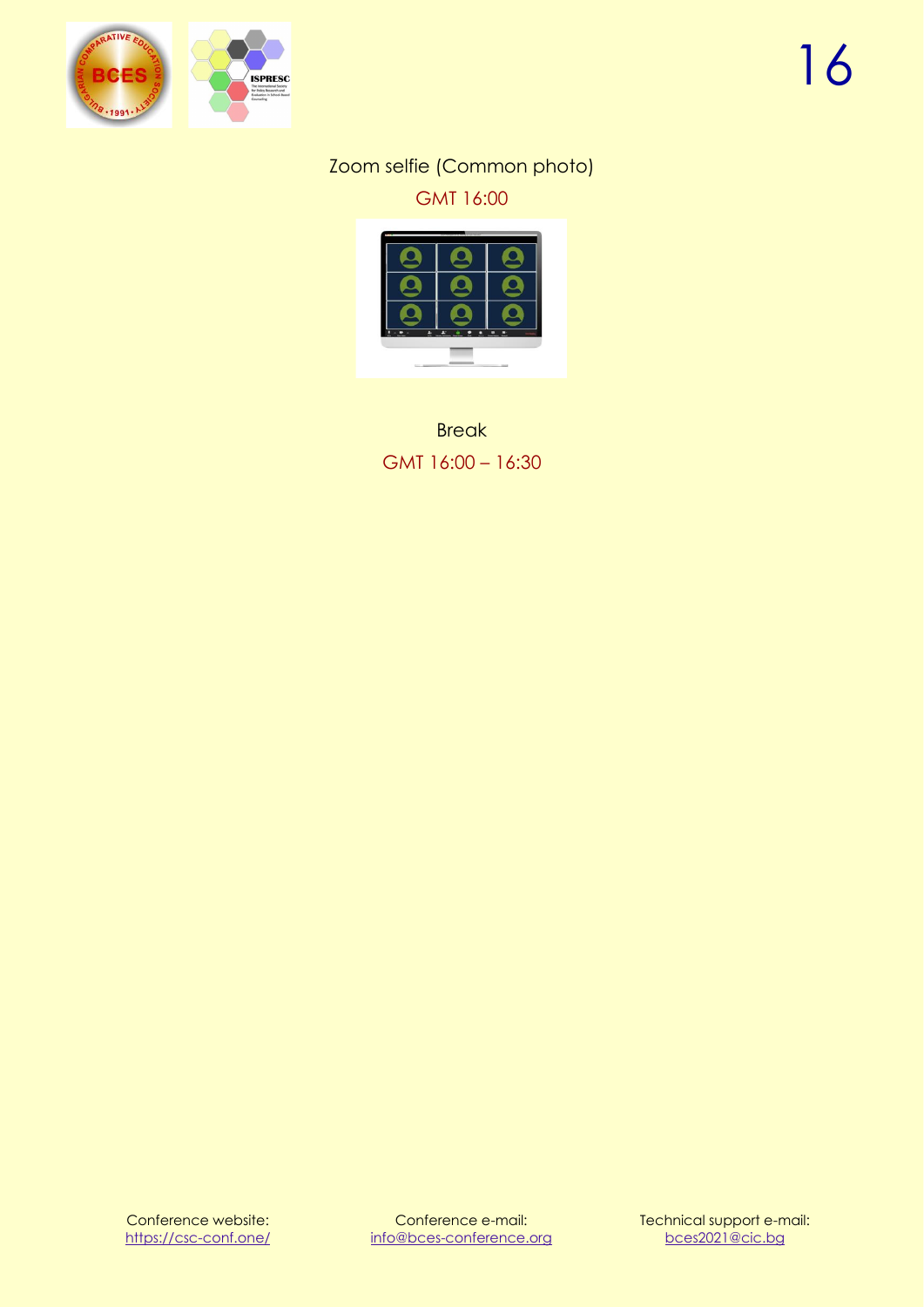Zoom selfie (Common photo)

GMT 16:00

Break

GMT 16:00 – 16:30

Conference website:
https://csc-conf.one/

Conference e-mail:
info@bces-conference.org

Technical support e-mail:
bces2021@cic.bg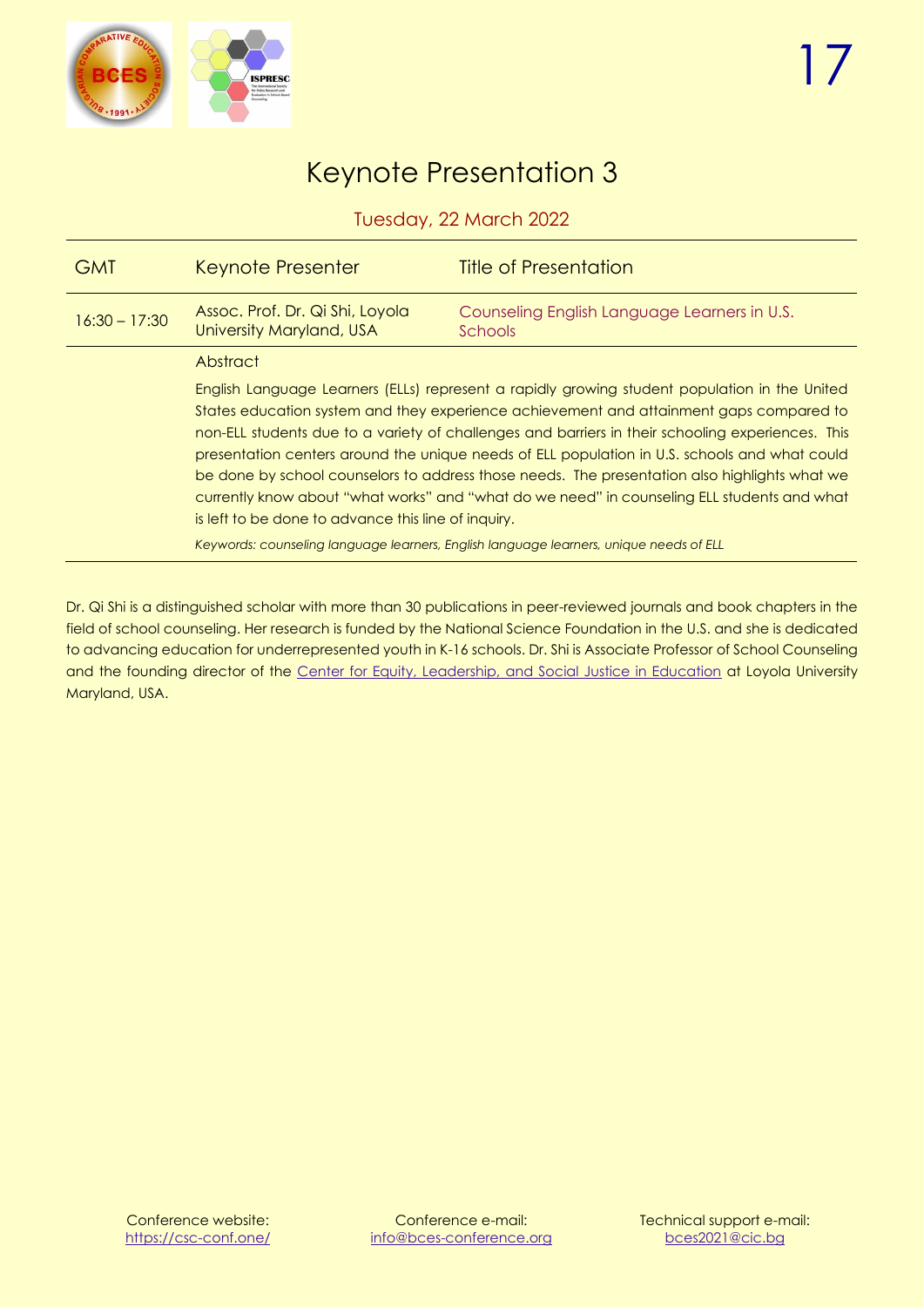# Keynote Presentation 3

## Tuesday, 22 March 2022

| GMT | Keynote Presenter | Title of Presentation |
| --- | --- | --- |
| 16:30 – 17:30 | Assoc. Prof. Dr. Qi Shi, Loyola University Maryland, USA | Counseling English Language Learners in U.S. Schools |

Abstract

English Language Learners (ELLs) represent a rapidly growing student population in the United States education system and they experience achievement and attainment gaps compared to non-ELL students due to a variety of challenges and barriers in their schooling experiences. This presentation centers around the unique needs of ELL population in U.S. schools and what could be done by school counselors to address those needs. The presentation also highlights what we currently know about "what works" and "what do we need" in counseling ELL students and what is left to be done to advance this line of inquiry.

*Keywords: counseling language learners, English language learners, unique needs of ELL*

Dr. Qi Shi is a distinguished scholar with more than 30 publications in peer-reviewed journals and book chapters in the field of school counseling. Her research is funded by the National Science Foundation in the U.S. and she is dedicated to advancing education for underrepresented youth in K-16 schools. Dr. Shi is Associate Professor of School Counseling and the founding director of the Center for Equity, Leadership, and Social Justice in Education at Loyola University Maryland, USA.

Conference website: https://csc-conf.one/ | Conference e-mail: info@bces-conference.org | Technical support e-mail: bces2021@cic.bg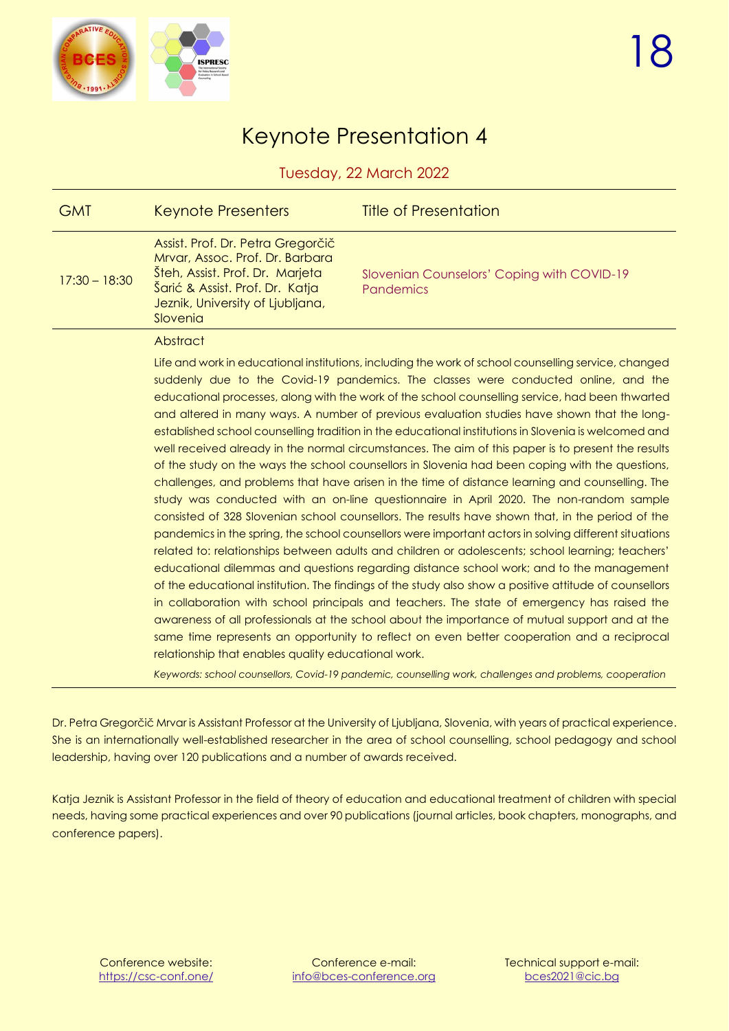# Keynote Presentation 4

Tuesday, 22 March 2022

| GMT | Keynote Presenters | Title of Presentation |
| --- | --- | --- |
| 17:30 – 18:30 | Assist. Prof. Dr. Petra Gregorčič Mrvar, Assoc. Prof. Dr. Barbara Šteh, Assist. Prof. Dr. Marjeta Šarić & Assist. Prof. Dr. Katja Jeznik, University of Ljubljana, Slovenia | Slovenian Counselors' Coping with COVID-19 Pandemics |

Abstract

Life and work in educational institutions, including the work of school counselling service, changed suddenly due to the Covid-19 pandemics. The classes were conducted online, and the educational processes, along with the work of the school counselling service, had been thwarted and altered in many ways. A number of previous evaluation studies have shown that the long-established school counselling tradition in the educational institutions in Slovenia is welcomed and well received already in the normal circumstances. The aim of this paper is to present the results of the study on the ways the school counsellors in Slovenia had been coping with the questions, challenges, and problems that have arisen in the time of distance learning and counselling. The study was conducted with an on-line questionnaire in April 2020. The non-random sample consisted of 328 Slovenian school counsellors. The results have shown that, in the period of the pandemics in the spring, the school counsellors were important actors in solving different situations related to: relationships between adults and children or adolescents; school learning; teachers' educational dilemmas and questions regarding distance school work; and to the management of the educational institution. The findings of the study also show a positive attitude of counsellors in collaboration with school principals and teachers. The state of emergency has raised the awareness of all professionals at the school about the importance of mutual support and at the same time represents an opportunity to reflect on even better cooperation and a reciprocal relationship that enables quality educational work.

*Keywords: school counsellors, Covid-19 pandemic, counselling work, challenges and problems, cooperation*

Dr. Petra Gregorčič Mrvar is Assistant Professor at the University of Ljubljana, Slovenia, with years of practical experience. She is an internationally well-established researcher in the area of school counselling, school pedagogy and school leadership, having over 120 publications and a number of awards received.

Katja Jeznik is Assistant Professor in the field of theory of education and educational treatment of children with special needs, having some practical experiences and over 90 publications (journal articles, book chapters, monographs, and conference papers).

Conference website: https://csc-conf.one/

Conference e-mail: info@bces-conference.org

Technical support e-mail: bces2021@cic.bg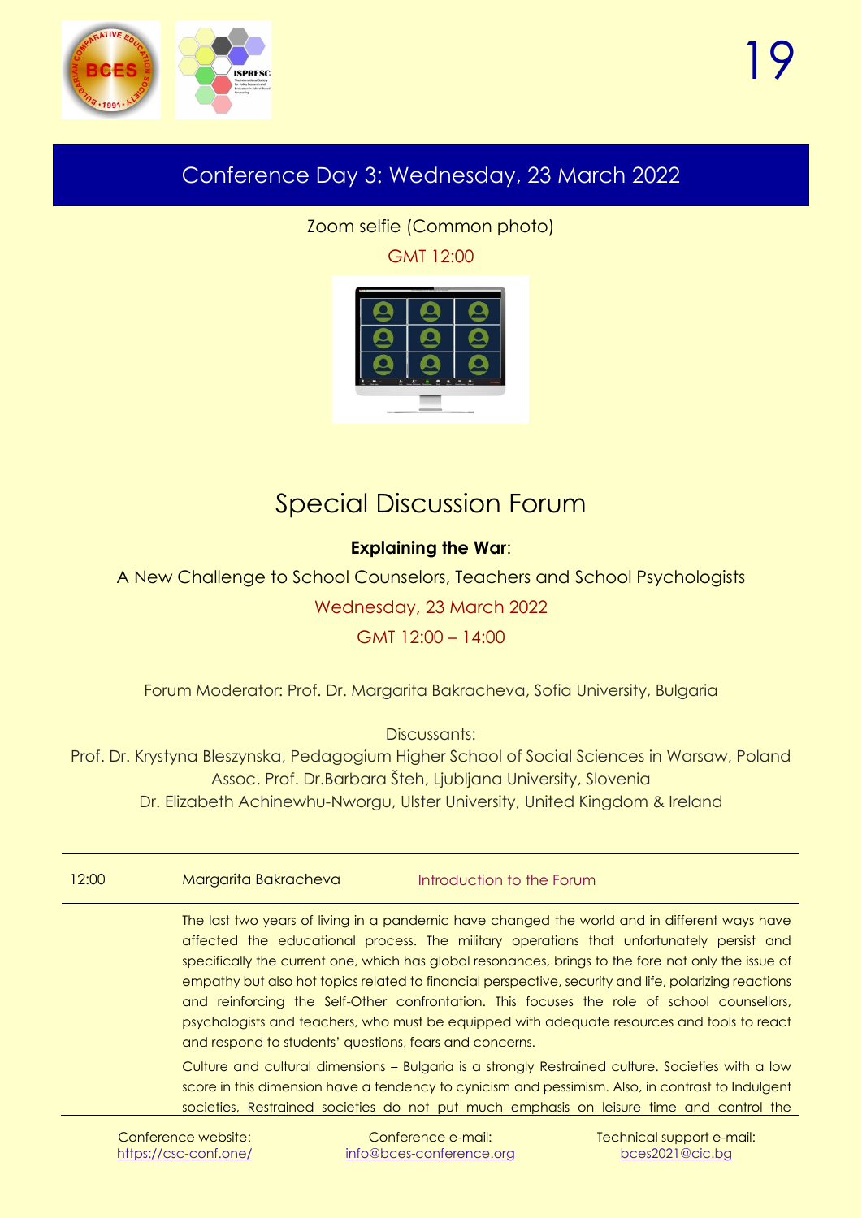## Conference Day 3: Wednesday, 23 March 2022

Zoom selfie (Common photo)

GMT 12:00

# Special Discussion Forum

**Explaining the War**:

A New Challenge to School Counselors, Teachers and School Psychologists

Wednesday, 23 March 2022

GMT 12:00 – 14:00

Forum Moderator: Prof. Dr. Margarita Bakracheva, Sofia University, Bulgaria

Discussants:

Prof. Dr. Krystyna Bleszynska, Pedagogium Higher School of Social Sciences in Warsaw, Poland

Assoc. Prof. Dr.Barbara Šteh, Ljubljana University, Slovenia

Dr. Elizabeth Achinewhu-Nworgu, Ulster University, United Kingdom & Ireland

| 12:00 | Margarita Bakracheva | Introduction to the Forum |
|---|---|---|

The last two years of living in a pandemic have changed the world and in different ways have affected the educational process. The military operations that unfortunately persist and specifically the current one, which has global resonances, brings to the fore not only the issue of empathy but also hot topics related to financial perspective, security and life, polarizing reactions and reinforcing the Self-Other confrontation. This focuses the role of school counsellors, psychologists and teachers, who must be equipped with adequate resources and tools to react and respond to students' questions, fears and concerns.

Culture and cultural dimensions – Bulgaria is a strongly Restrained culture. Societies with a low score in this dimension have a tendency to cynicism and pessimism. Also, in contrast to Indulgent societies, Restrained societies do not put much emphasis on leisure time and control the

Conference website: https://csc-conf.one/ | Conference e-mail: info@bces-conference.org | Technical support e-mail: bces2021@cic.bg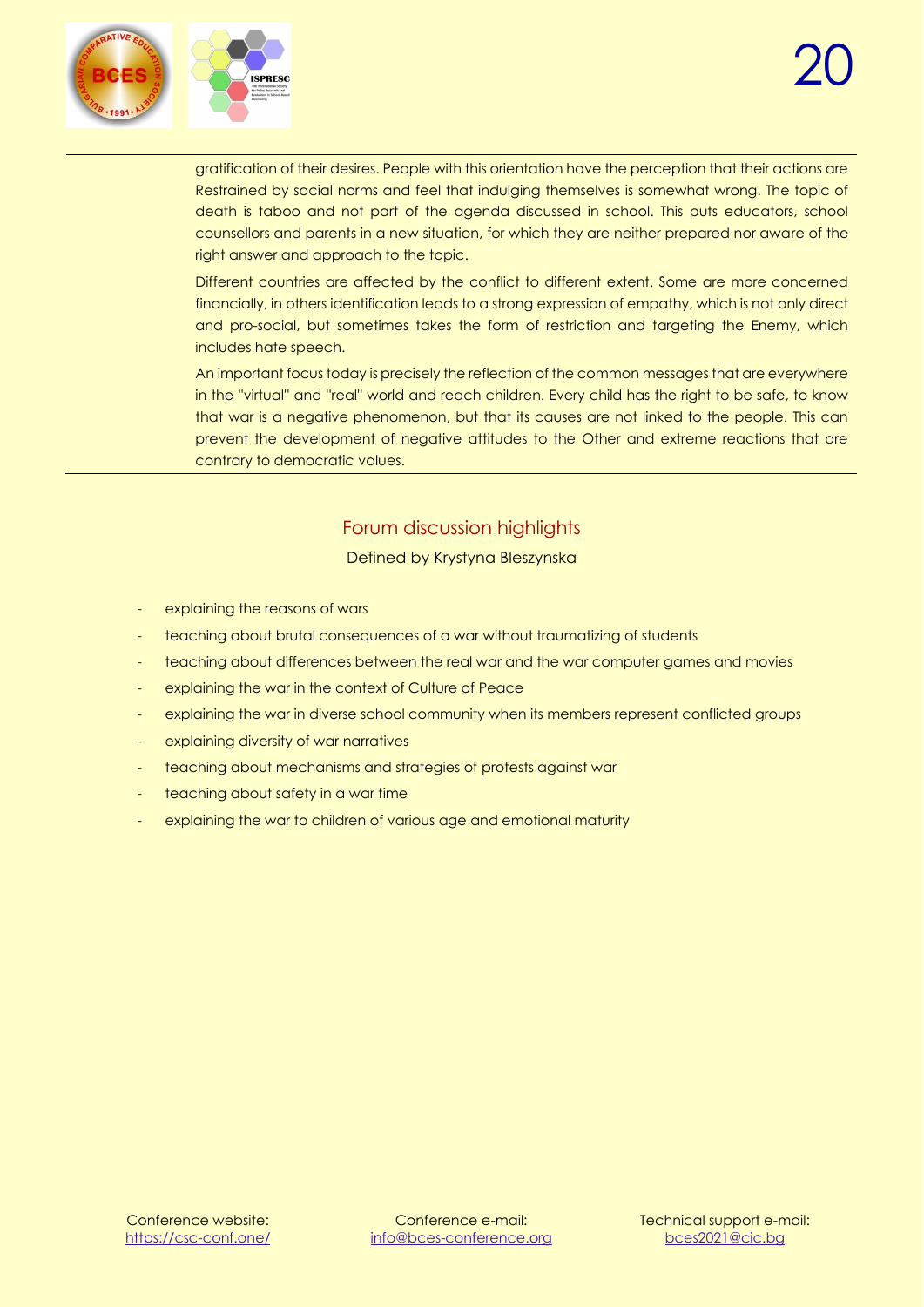gratification of their desires. People with this orientation have the perception that their actions are Restrained by social norms and feel that indulging themselves is somewhat wrong. The topic of death is taboo and not part of the agenda discussed in school. This puts educators, school counsellors and parents in a new situation, for which they are neither prepared nor aware of the right answer and approach to the topic.

Different countries are affected by the conflict to different extent. Some are more concerned financially, in others identification leads to a strong expression of empathy, which is not only direct and pro-social, but sometimes takes the form of restriction and targeting the Enemy, which includes hate speech.

An important focus today is precisely the reflection of the common messages that are everywhere in the "virtual" and "real" world and reach children. Every child has the right to be safe, to know that war is a negative phenomenon, but that its causes are not linked to the people. This can prevent the development of negative attitudes to the Other and extreme reactions that are contrary to democratic values.

## Forum discussion highlights

Defined by Krystyna Bleszynska

- explaining the reasons of wars
- teaching about brutal consequences of a war without traumatizing of students
- teaching about differences between the real war and the war computer games and movies
- explaining the war in the context of Culture of Peace
- explaining the war in diverse school community when its members represent conflicted groups
- explaining diversity of war narratives
- teaching about mechanisms and strategies of protests against war
- teaching about safety in a war time
- explaining the war to children of various age and emotional maturity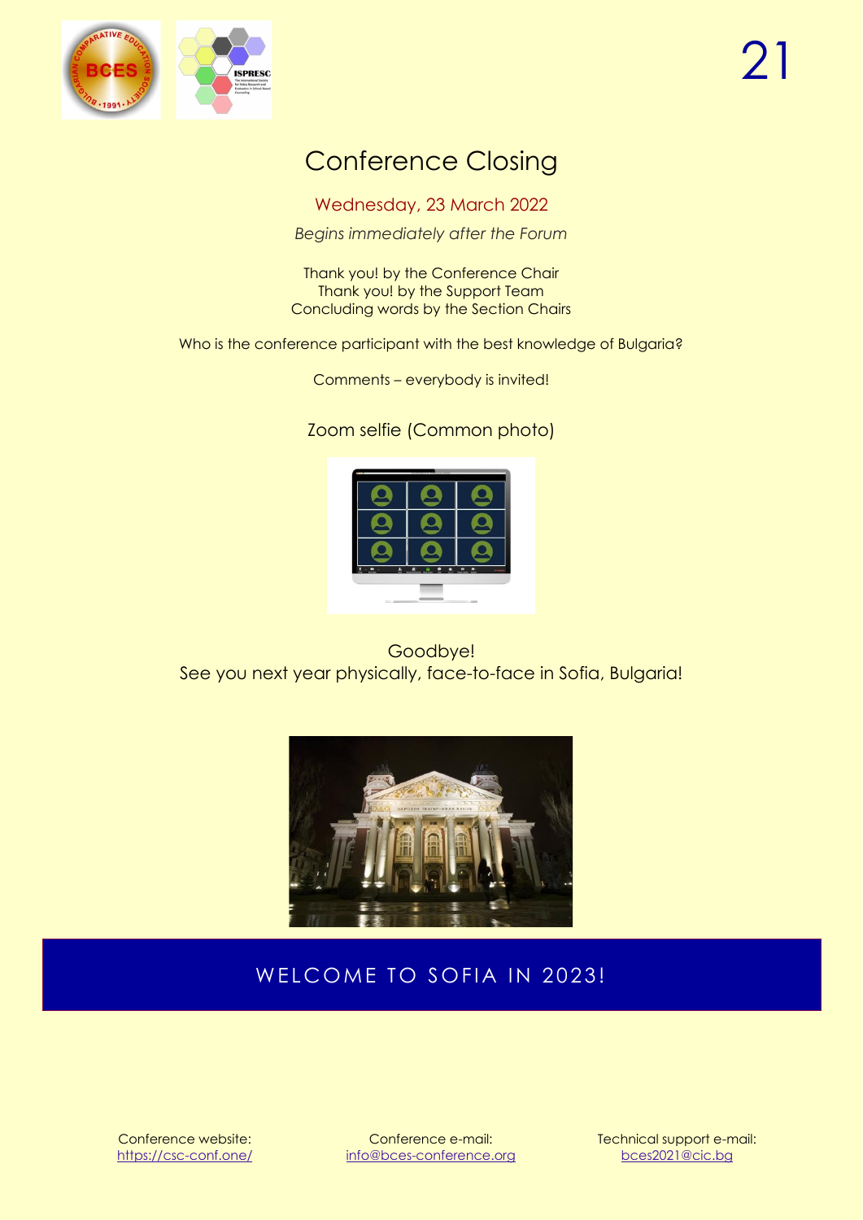# Conference Closing

Wednesday, 23 March 2022

*Begins immediately after the Forum*

Thank you! by the Conference Chair
Thank you! by the Support Team
Concluding words by the Section Chairs

Who is the conference participant with the best knowledge of Bulgaria?

Comments – everybody is invited!

Zoom selfie (Common photo)

Goodbye!
See you next year physically, face-to-face in Sofia, Bulgaria!

**WELCOME TO SOFIA IN 2023!**

Conference website: https://csc-conf.one/

Conference e-mail: info@bces-conference.org

Technical support e-mail: bces2021@cic.bg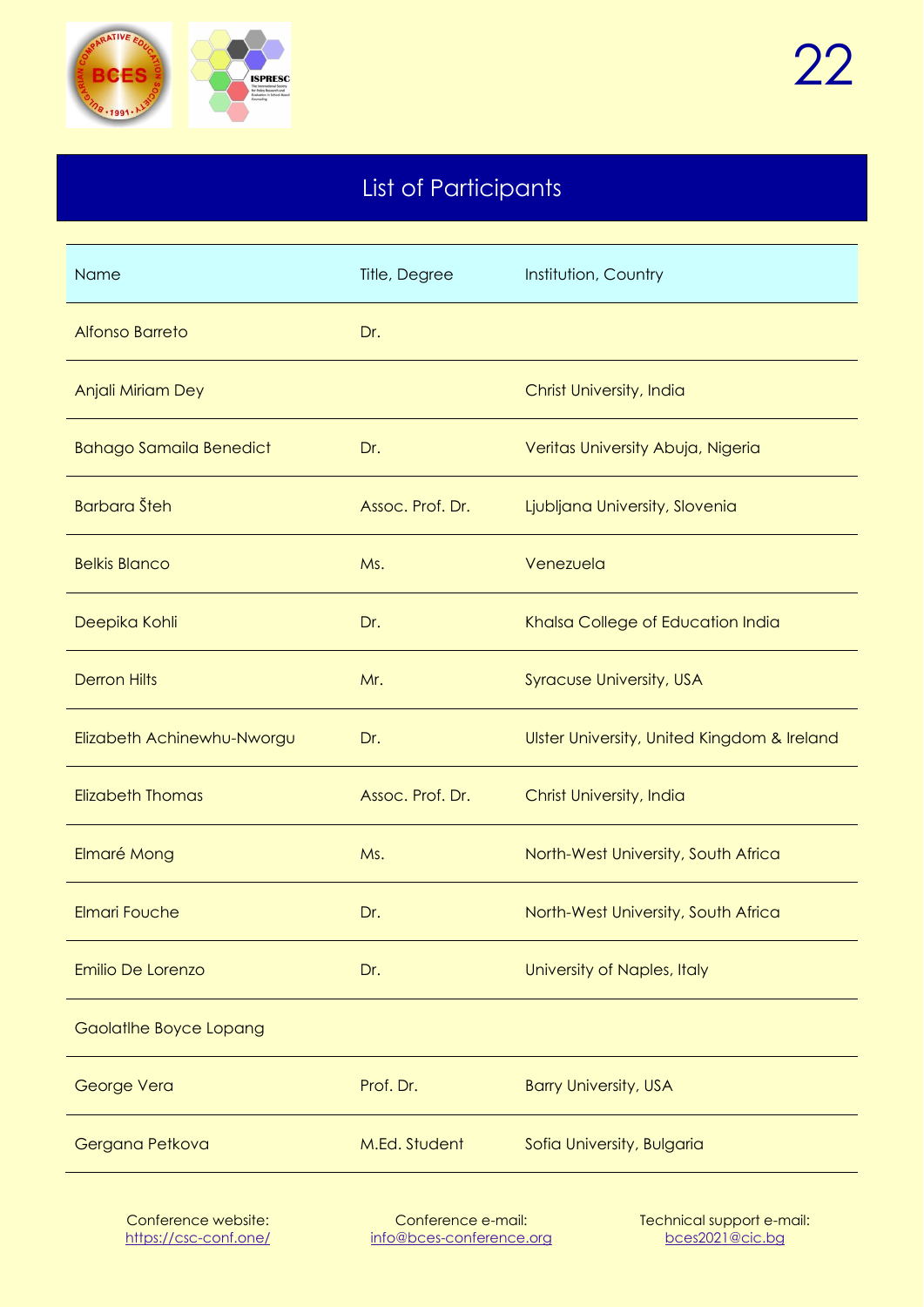## List of Participants

| Name | Title, Degree | Institution, Country |
|---|---|---|
| Alfonso Barreto | Dr. | |
| Anjali Miriam Dey | | Christ University, India |
| Bahago Samaila Benedict | Dr. | Veritas University Abuja, Nigeria |
| Barbara Šteh | Assoc. Prof. Dr. | Ljubljana University, Slovenia |
| Belkis Blanco | Ms. | Venezuela |
| Deepika Kohli | Dr. | Khalsa College of Education India |
| Derron Hilts | Mr. | Syracuse University, USA |
| Elizabeth Achinewhu-Nworgu | Dr. | Ulster University, United Kingdom & Ireland |
| Elizabeth Thomas | Assoc. Prof. Dr. | Christ University, India |
| Elmaré Mong | Ms. | North-West University, South Africa |
| Elmari Fouche | Dr. | North-West University, South Africa |
| Emilio De Lorenzo | Dr. | University of Naples, Italy |
| Gaolatlhe Boyce Lopang | | |
| George Vera | Prof. Dr. | Barry University, USA |
| Gergana Petkova | M.Ed. Student | Sofia University, Bulgaria |

Conference website: https://csc-conf.one/

Conference e-mail: info@bces-conference.org

Technical support e-mail: bces2021@cic.bg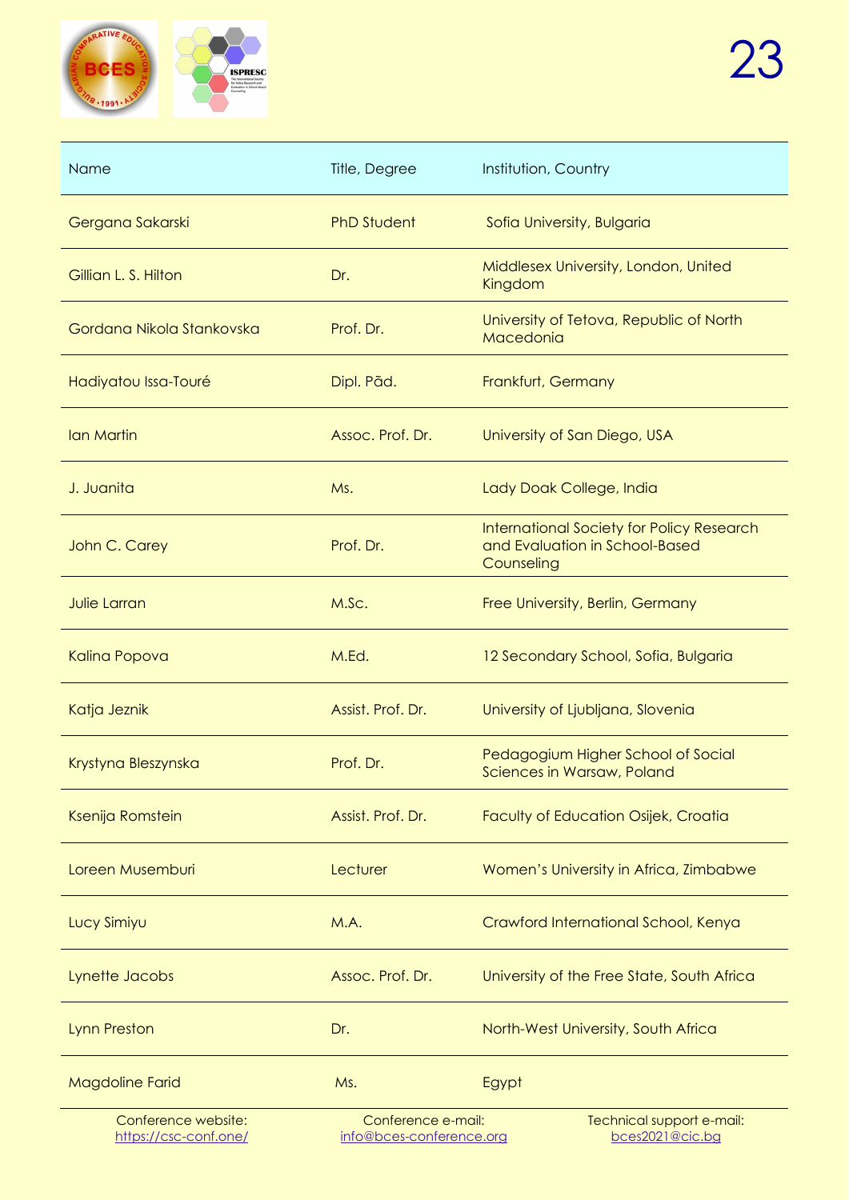| Name | Title, Degree | Institution, Country |
|---|---|---|
| Gergana Sakarski | PhD Student | Sofia University, Bulgaria |
| Gillian L. S. Hilton | Dr. | Middlesex University, London, United Kingdom |
| Gordana Nikola Stankovska | Prof. Dr. | University of Tetova, Republic of North Macedonia |
| Hadiyatou Issa-Touré | Dipl. Päd. | Frankfurt, Germany |
| Ian Martin | Assoc. Prof. Dr. | University of San Diego, USA |
| J. Juanita | Ms. | Lady Doak College, India |
| John C. Carey | Prof. Dr. | International Society for Policy Research and Evaluation in School-Based Counseling |
| Julie Larran | M.Sc. | Free University, Berlin, Germany |
| Kalina Popova | M.Ed. | 12 Secondary School, Sofia, Bulgaria |
| Katja Jeznik | Assist. Prof. Dr. | University of Ljubljana, Slovenia |
| Krystyna Bleszynska | Prof. Dr. | Pedagogium Higher School of Social Sciences in Warsaw, Poland |
| Ksenija Romstein | Assist. Prof. Dr. | Faculty of Education Osijek, Croatia |
| Loreen Musemburi | Lecturer | Women's University in Africa, Zimbabwe |
| Lucy Simiyu | M.A. | Crawford International School, Kenya |
| Lynette Jacobs | Assoc. Prof. Dr. | University of the Free State, South Africa |
| Lynn Preston | Dr. | North-West University, South Africa |
| Magdoline Farid | Ms. | Egypt |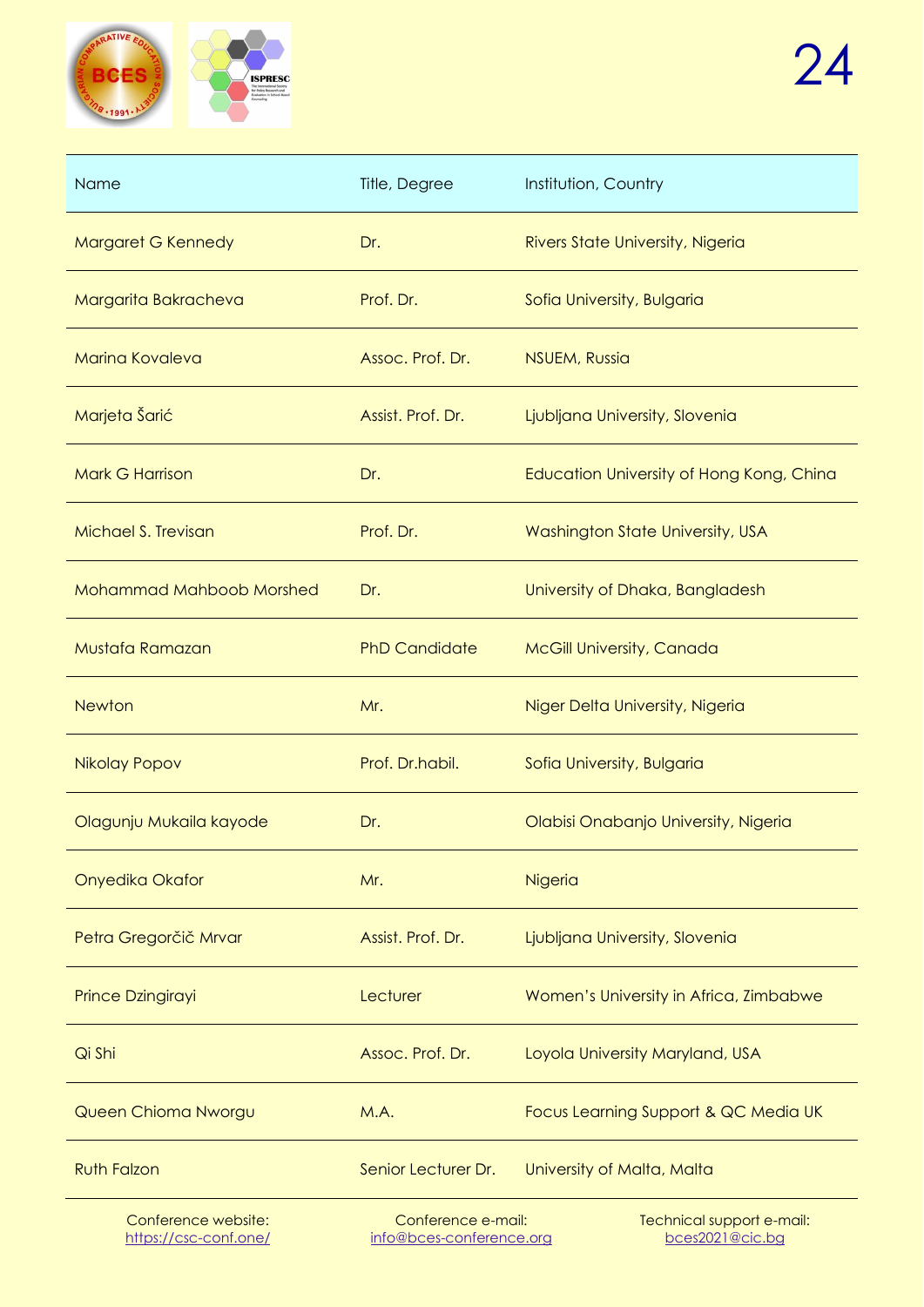| Name | Title, Degree | Institution, Country |
|---|---|---|
| Margaret G Kennedy | Dr. | Rivers State University, Nigeria |
| Margarita Bakracheva | Prof. Dr. | Sofia University, Bulgaria |
| Marina Kovaleva | Assoc. Prof. Dr. | NSUEM, Russia |
| Marjeta Šarić | Assist. Prof. Dr. | Ljubljana University, Slovenia |
| Mark G Harrison | Dr. | Education University of Hong Kong, China |
| Michael S. Trevisan | Prof. Dr. | Washington State University, USA |
| Mohammad Mahboob Morshed | Dr. | University of Dhaka, Bangladesh |
| Mustafa Ramazan | PhD Candidate | McGill University, Canada |
| Newton | Mr. | Niger Delta University, Nigeria |
| Nikolay Popov | Prof. Dr.habil. | Sofia University, Bulgaria |
| Olagunju Mukaila kayode | Dr. | Olabisi Onabanjo University, Nigeria |
| Onyedika Okafor | Mr. | Nigeria |
| Petra Gregorčič Mrvar | Assist. Prof. Dr. | Ljubljana University, Slovenia |
| Prince Dzingirayi | Lecturer | Women's University in Africa, Zimbabwe |
| Qi Shi | Assoc. Prof. Dr. | Loyola University Maryland, USA |
| Queen Chioma Nworgu | M.A. | Focus Learning Support & QC Media UK |
| Ruth Falzon | Senior Lecturer Dr. | University of Malta, Malta |

Conference website: https://csc-conf.one/ | Conference e-mail: info@bces-conference.org | Technical support e-mail: bces2021@cic.bg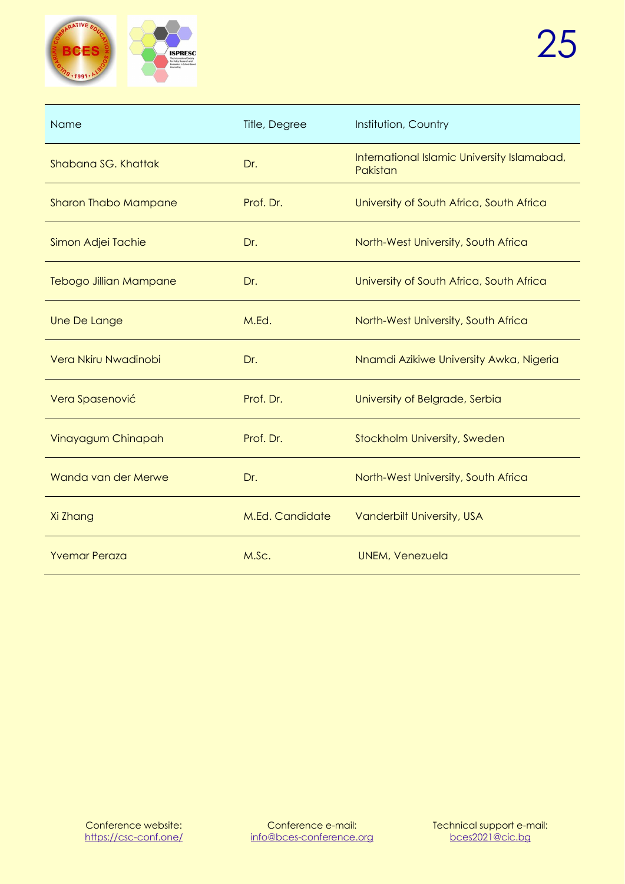| Name | Title, Degree | Institution, Country |
|---|---|---|
| Shabana SG. Khattak | Dr. | International Islamic University Islamabad, Pakistan |
| Sharon Thabo Mampane | Prof. Dr. | University of South Africa, South Africa |
| Simon Adjei Tachie | Dr. | North-West University, South Africa |
| Tebogo Jillian Mampane | Dr. | University of South Africa, South Africa |
| Une De Lange | M.Ed. | North-West University, South Africa |
| Vera Nkiru Nwadinobi | Dr. | Nnamdi Azikiwe University Awka, Nigeria |
| Vera Spasenović | Prof. Dr. | University of Belgrade, Serbia |
| Vinayagum Chinapah | Prof. Dr. | Stockholm University, Sweden |
| Wanda van der Merwe | Dr. | North-West University, South Africa |
| Xi Zhang | M.Ed. Candidate | Vanderbilt University, USA |
| Yvemar Peraza | M.Sc. | UNEM, Venezuela |